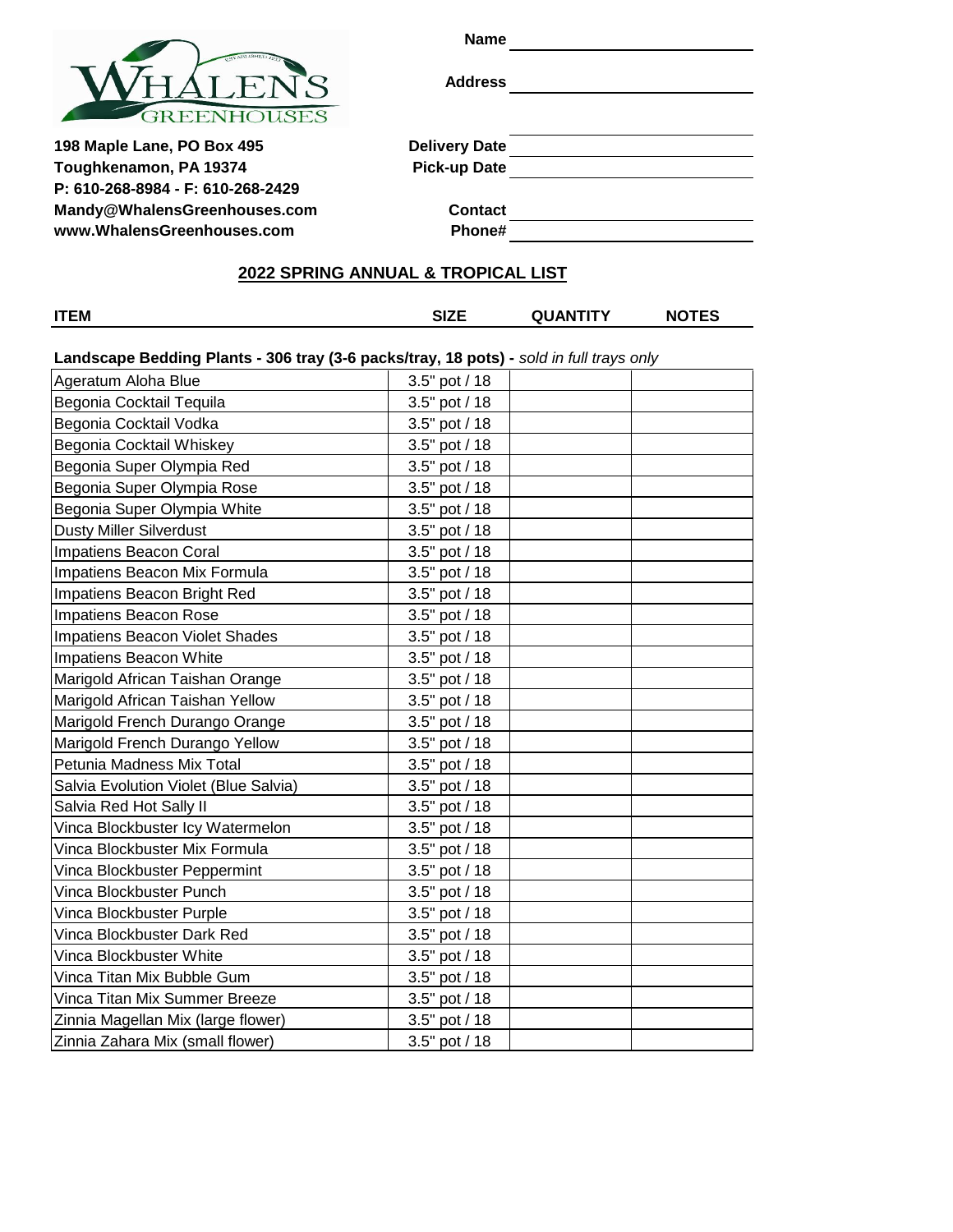**WHALENS GREENHOUSES**

**198 Maple Lane, PO Box 495**
**Toughkenamon, PA 19374**
**P: 610-268-8984 - F: 610-268-2429**
**Mandy@WhalensGreenhouses.com**
**www.WhalensGreenhouses.com**

**Name** ______________________

**Address** ______________________

______________________

**Delivery Date** ______________________

**Pick-up Date** ______________________

**Contact** ______________________

**Phone#** ______________________

## 2022 SPRING ANNUAL & TROPICAL LIST

**Landscape Bedding Plants - 306 tray (3-6 packs/tray, 18 pots) -** *sold in full trays only*

| ITEM | SIZE | QUANTITY | NOTES |
|---|---|---|---|
| Ageratum Aloha Blue | 3.5" pot / 18 | | |
| Begonia Cocktail Tequila | 3.5" pot / 18 | | |
| Begonia Cocktail Vodka | 3.5" pot / 18 | | |
| Begonia Cocktail Whiskey | 3.5" pot / 18 | | |
| Begonia Super Olympia Red | 3.5" pot / 18 | | |
| Begonia Super Olympia Rose | 3.5" pot / 18 | | |
| Begonia Super Olympia White | 3.5" pot / 18 | | |
| Dusty Miller Silverdust | 3.5" pot / 18 | | |
| Impatiens Beacon Coral | 3.5" pot / 18 | | |
| Impatiens Beacon Mix Formula | 3.5" pot / 18 | | |
| Impatiens Beacon Bright Red | 3.5" pot / 18 | | |
| Impatiens Beacon Rose | 3.5" pot / 18 | | |
| Impatiens Beacon Violet Shades | 3.5" pot / 18 | | |
| Impatiens Beacon White | 3.5" pot / 18 | | |
| Marigold African Taishan Orange | 3.5" pot / 18 | | |
| Marigold African Taishan Yellow | 3.5" pot / 18 | | |
| Marigold French Durango Orange | 3.5" pot / 18 | | |
| Marigold French Durango Yellow | 3.5" pot / 18 | | |
| Petunia Madness Mix Total | 3.5" pot / 18 | | |
| Salvia Evolution Violet (Blue Salvia) | 3.5" pot / 18 | | |
| Salvia Red Hot Sally II | 3.5" pot / 18 | | |
| Vinca Blockbuster Icy Watermelon | 3.5" pot / 18 | | |
| Vinca Blockbuster Mix Formula | 3.5" pot / 18 | | |
| Vinca Blockbuster Peppermint | 3.5" pot / 18 | | |
| Vinca Blockbuster Punch | 3.5" pot / 18 | | |
| Vinca Blockbuster Purple | 3.5" pot / 18 | | |
| Vinca Blockbuster Dark Red | 3.5" pot / 18 | | |
| Vinca Blockbuster White | 3.5" pot / 18 | | |
| Vinca Titan Mix Bubble Gum | 3.5" pot / 18 | | |
| Vinca Titan Mix Summer Breeze | 3.5" pot / 18 | | |
| Zinnia Magellan Mix (large flower) | 3.5" pot / 18 | | |
| Zinnia Zahara Mix (small flower) | 3.5" pot / 18 | | |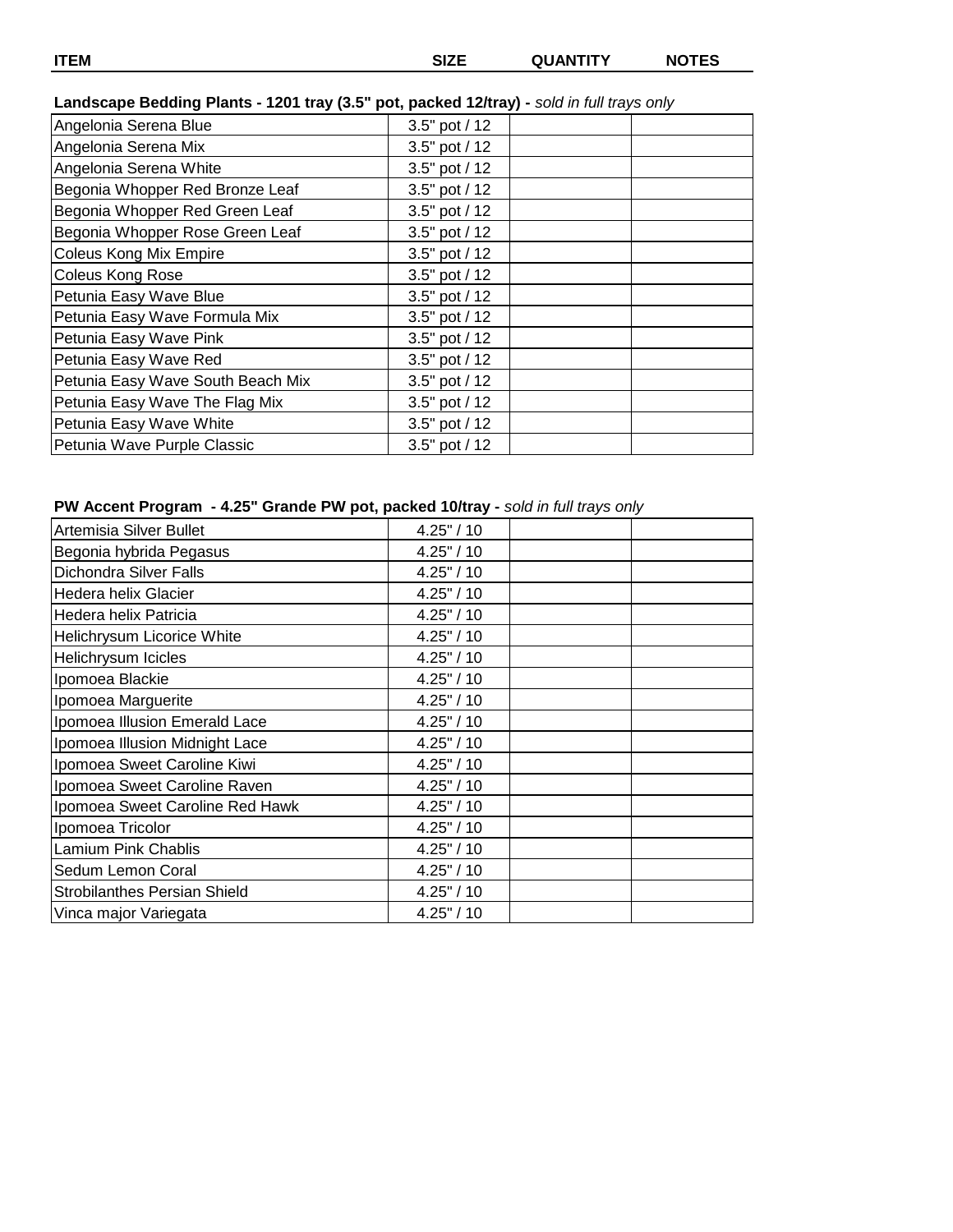| ITEM | SIZE | QUANTITY | NOTES |
|---|---|---|---|

**Landscape Bedding Plants - 1201 tray (3.5" pot, packed 12/tray) -** *sold in full trays only*

| ITEM | SIZE | QUANTITY | NOTES |
|---|---|---|---|
| Angelonia Serena Blue | 3.5" pot / 12 | | |
| Angelonia Serena Mix | 3.5" pot / 12 | | |
| Angelonia Serena White | 3.5" pot / 12 | | |
| Begonia Whopper Red Bronze Leaf | 3.5" pot / 12 | | |
| Begonia Whopper Red Green Leaf | 3.5" pot / 12 | | |
| Begonia Whopper Rose Green Leaf | 3.5" pot / 12 | | |
| Coleus Kong Mix Empire | 3.5" pot / 12 | | |
| Coleus Kong Rose | 3.5" pot / 12 | | |
| Petunia Easy Wave Blue | 3.5" pot / 12 | | |
| Petunia Easy Wave Formula Mix | 3.5" pot / 12 | | |
| Petunia Easy Wave Pink | 3.5" pot / 12 | | |
| Petunia Easy Wave Red | 3.5" pot / 12 | | |
| Petunia Easy Wave South Beach Mix | 3.5" pot / 12 | | |
| Petunia Easy Wave The Flag Mix | 3.5" pot / 12 | | |
| Petunia Easy Wave White | 3.5" pot / 12 | | |
| Petunia Wave Purple Classic | 3.5" pot / 12 | | |

**PW Accent Program - 4.25" Grande PW pot, packed 10/tray -** *sold in full trays only*

| ITEM | SIZE | QUANTITY | NOTES |
|---|---|---|---|
| Artemisia Silver Bullet | 4.25" / 10 | | |
| Begonia hybrida Pegasus | 4.25" / 10 | | |
| Dichondra Silver Falls | 4.25" / 10 | | |
| Hedera helix Glacier | 4.25" / 10 | | |
| Hedera helix Patricia | 4.25" / 10 | | |
| Helichrysum Licorice White | 4.25" / 10 | | |
| Helichrysum Icicles | 4.25" / 10 | | |
| Ipomoea Blackie | 4.25" / 10 | | |
| Ipomoea Marguerite | 4.25" / 10 | | |
| Ipomoea Illusion Emerald Lace | 4.25" / 10 | | |
| Ipomoea Illusion Midnight Lace | 4.25" / 10 | | |
| Ipomoea Sweet Caroline Kiwi | 4.25" / 10 | | |
| Ipomoea Sweet Caroline Raven | 4.25" / 10 | | |
| Ipomoea Sweet Caroline Red Hawk | 4.25" / 10 | | |
| Ipomoea Tricolor | 4.25" / 10 | | |
| Lamium Pink Chablis | 4.25" / 10 | | |
| Sedum Lemon Coral | 4.25" / 10 | | |
| Strobilanthes Persian Shield | 4.25" / 10 | | |
| Vinca major Variegata | 4.25" / 10 | | |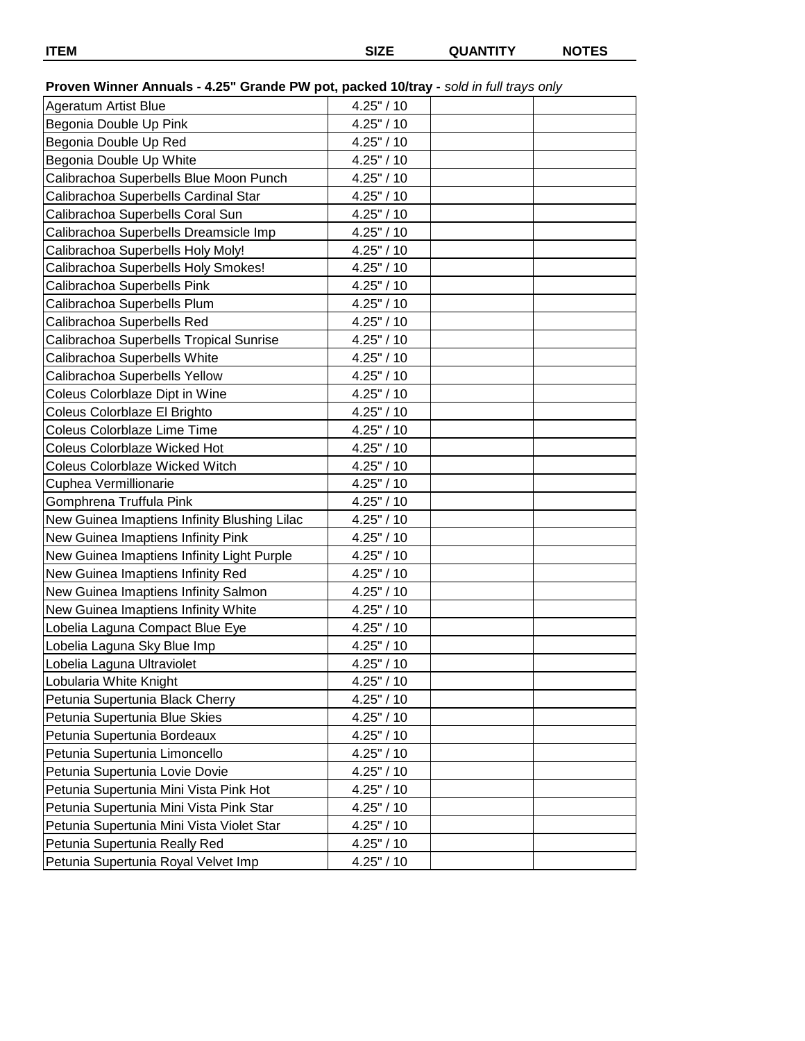| ITEM | SIZE | QUANTITY | NOTES |
|---|---|---|---|
| **Proven Winner Annuals - 4.25" Grande PW pot, packed 10/tray -** *sold in full trays only* | | | |
| Ageratum Artist Blue | 4.25" / 10 | | |
| Begonia Double Up Pink | 4.25" / 10 | | |
| Begonia Double Up Red | 4.25" / 10 | | |
| Begonia Double Up White | 4.25" / 10 | | |
| Calibrachoa Superbells Blue Moon Punch | 4.25" / 10 | | |
| Calibrachoa Superbells Cardinal Star | 4.25" / 10 | | |
| Calibrachoa Superbells Coral Sun | 4.25" / 10 | | |
| Calibrachoa Superbells Dreamsicle Imp | 4.25" / 10 | | |
| Calibrachoa Superbells Holy Moly! | 4.25" / 10 | | |
| Calibrachoa Superbells Holy Smokes! | 4.25" / 10 | | |
| Calibrachoa Superbells Pink | 4.25" / 10 | | |
| Calibrachoa Superbells Plum | 4.25" / 10 | | |
| Calibrachoa Superbells Red | 4.25" / 10 | | |
| Calibrachoa Superbells Tropical Sunrise | 4.25" / 10 | | |
| Calibrachoa Superbells White | 4.25" / 10 | | |
| Calibrachoa Superbells Yellow | 4.25" / 10 | | |
| Coleus Colorblaze Dipt in Wine | 4.25" / 10 | | |
| Coleus Colorblaze El Brighto | 4.25" / 10 | | |
| Coleus Colorblaze Lime Time | 4.25" / 10 | | |
| Coleus Colorblaze Wicked Hot | 4.25" / 10 | | |
| Coleus Colorblaze Wicked Witch | 4.25" / 10 | | |
| Cuphea Vermillionarie | 4.25" / 10 | | |
| Gomphrena Truffula Pink | 4.25" / 10 | | |
| New Guinea Imaptiens Infinity Blushing Lilac | 4.25" / 10 | | |
| New Guinea Imaptiens Infinity Pink | 4.25" / 10 | | |
| New Guinea Imaptiens Infinity Light Purple | 4.25" / 10 | | |
| New Guinea Imaptiens Infinity Red | 4.25" / 10 | | |
| New Guinea Imaptiens Infinity Salmon | 4.25" / 10 | | |
| New Guinea Imaptiens Infinity White | 4.25" / 10 | | |
| Lobelia Laguna Compact Blue Eye | 4.25" / 10 | | |
| Lobelia Laguna Sky Blue Imp | 4.25" / 10 | | |
| Lobelia Laguna Ultraviolet | 4.25" / 10 | | |
| Lobularia White Knight | 4.25" / 10 | | |
| Petunia Supertunia Black Cherry | 4.25" / 10 | | |
| Petunia Supertunia Blue Skies | 4.25" / 10 | | |
| Petunia Supertunia Bordeaux | 4.25" / 10 | | |
| Petunia Supertunia Limoncello | 4.25" / 10 | | |
| Petunia Supertunia Lovie Dovie | 4.25" / 10 | | |
| Petunia Supertunia Mini Vista Pink Hot | 4.25" / 10 | | |
| Petunia Supertunia Mini Vista Pink Star | 4.25" / 10 | | |
| Petunia Supertunia Mini Vista Violet Star | 4.25" / 10 | | |
| Petunia Supertunia Really Red | 4.25" / 10 | | |
| Petunia Supertunia Royal Velvet Imp | 4.25" / 10 | | |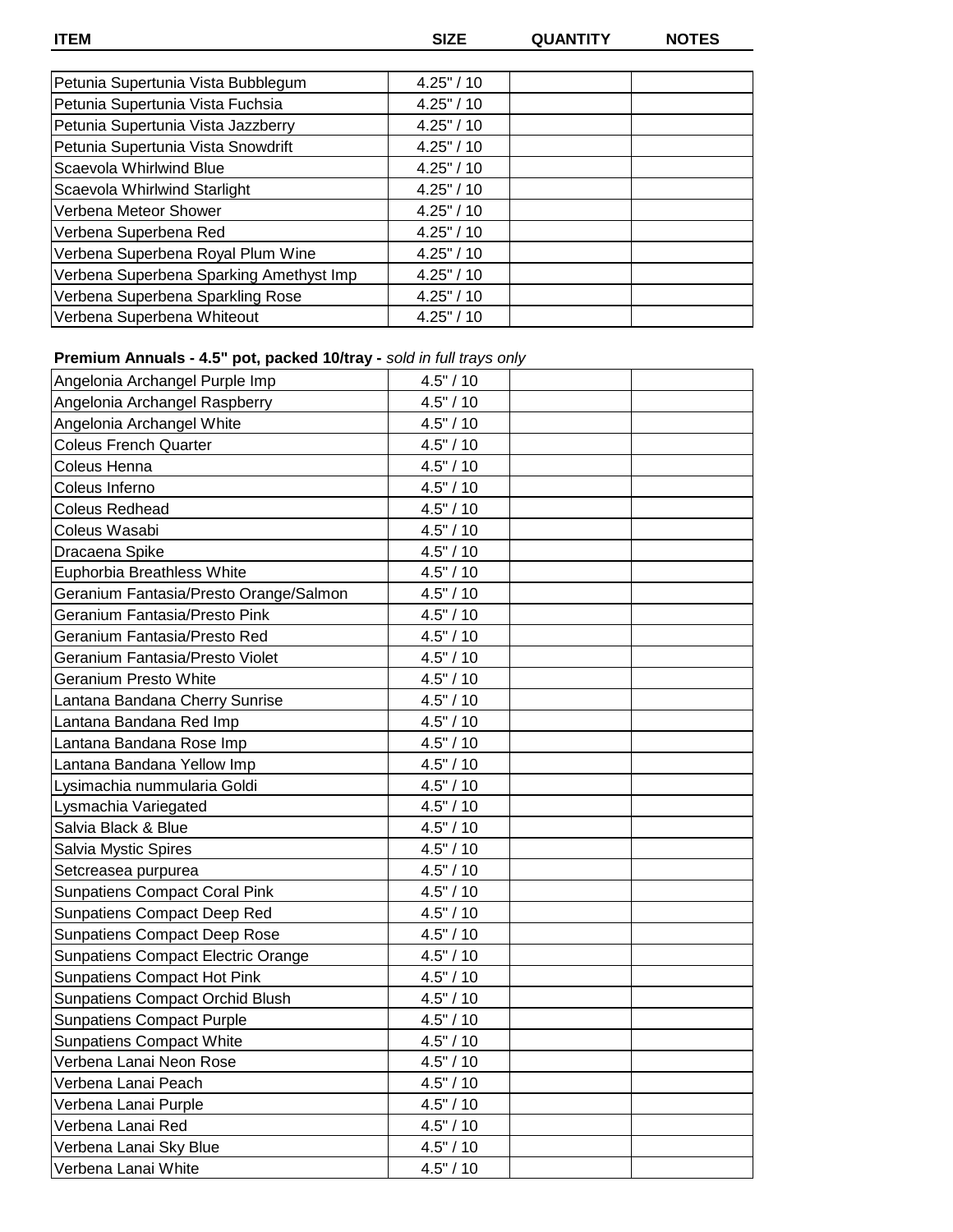| ITEM | SIZE | QUANTITY | NOTES |
| --- | --- | --- | --- |
| Petunia Supertunia Vista Bubblegum | 4.25" / 10 | | |
| Petunia Supertunia Vista Fuchsia | 4.25" / 10 | | |
| Petunia Supertunia Vista Jazzberry | 4.25" / 10 | | |
| Petunia Supertunia Vista Snowdrift | 4.25" / 10 | | |
| Scaevola Whirlwind Blue | 4.25" / 10 | | |
| Scaevola Whirlwind Starlight | 4.25" / 10 | | |
| Verbena Meteor Shower | 4.25" / 10 | | |
| Verbena Superbena Red | 4.25" / 10 | | |
| Verbena Superbena Royal Plum Wine | 4.25" / 10 | | |
| Verbena Superbena Sparking Amethyst Imp | 4.25" / 10 | | |
| Verbena Superbena Sparkling Rose | 4.25" / 10 | | |
| Verbena Superbena Whiteout | 4.25" / 10 | | |

**Premium Annuals - 4.5" pot, packed 10/tray -** *sold in full trays only*

| ITEM | SIZE | QUANTITY | NOTES |
| --- | --- | --- | --- |
| Angelonia Archangel Purple Imp | 4.5" / 10 | | |
| Angelonia Archangel Raspberry | 4.5" / 10 | | |
| Angelonia Archangel White | 4.5" / 10 | | |
| Coleus French Quarter | 4.5" / 10 | | |
| Coleus Henna | 4.5" / 10 | | |
| Coleus Inferno | 4.5" / 10 | | |
| Coleus Redhead | 4.5" / 10 | | |
| Coleus Wasabi | 4.5" / 10 | | |
| Dracaena Spike | 4.5" / 10 | | |
| Euphorbia Breathless White | 4.5" / 10 | | |
| Geranium Fantasia/Presto Orange/Salmon | 4.5" / 10 | | |
| Geranium Fantasia/Presto Pink | 4.5" / 10 | | |
| Geranium Fantasia/Presto Red | 4.5" / 10 | | |
| Geranium Fantasia/Presto Violet | 4.5" / 10 | | |
| Geranium Presto White | 4.5" / 10 | | |
| Lantana Bandana Cherry Sunrise | 4.5" / 10 | | |
| Lantana Bandana Red Imp | 4.5" / 10 | | |
| Lantana Bandana Rose Imp | 4.5" / 10 | | |
| Lantana Bandana Yellow Imp | 4.5" / 10 | | |
| Lysimachia nummularia Goldi | 4.5" / 10 | | |
| Lysmachia Variegated | 4.5" / 10 | | |
| Salvia Black & Blue | 4.5" / 10 | | |
| Salvia Mystic Spires | 4.5" / 10 | | |
| Setcreasea purpurea | 4.5" / 10 | | |
| Sunpatiens Compact Coral Pink | 4.5" / 10 | | |
| Sunpatiens Compact Deep Red | 4.5" / 10 | | |
| Sunpatiens Compact Deep Rose | 4.5" / 10 | | |
| Sunpatiens Compact Electric Orange | 4.5" / 10 | | |
| Sunpatiens Compact Hot Pink | 4.5" / 10 | | |
| Sunpatiens Compact Orchid Blush | 4.5" / 10 | | |
| Sunpatiens Compact Purple | 4.5" / 10 | | |
| Sunpatiens Compact White | 4.5" / 10 | | |
| Verbena Lanai Neon Rose | 4.5" / 10 | | |
| Verbena Lanai Peach | 4.5" / 10 | | |
| Verbena Lanai Purple | 4.5" / 10 | | |
| Verbena Lanai Red | 4.5" / 10 | | |
| Verbena Lanai Sky Blue | 4.5" / 10 | | |
| Verbena Lanai White | 4.5" / 10 | | |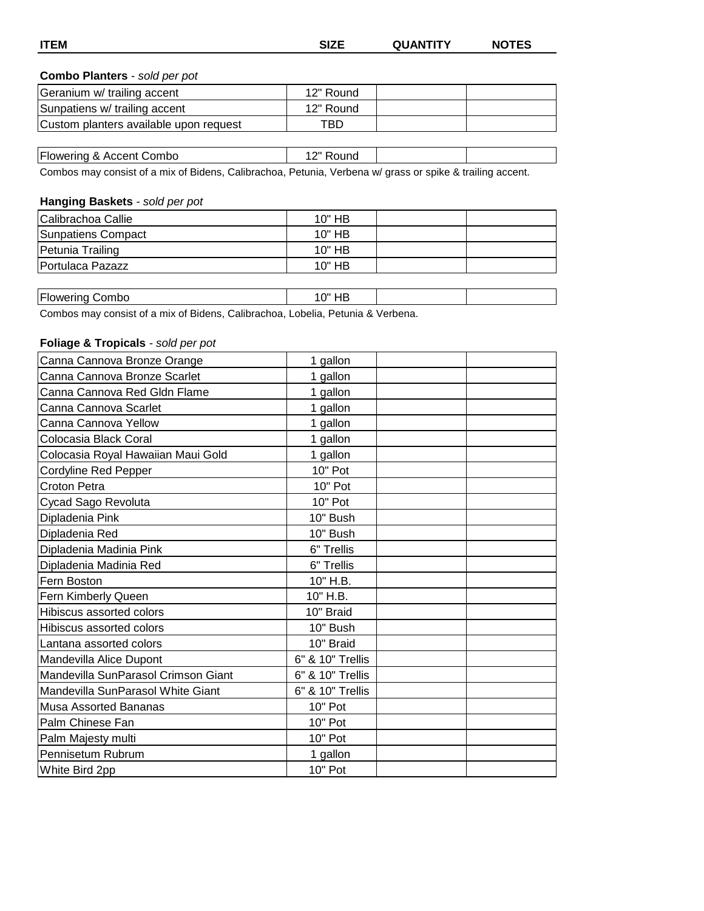| ITEM | SIZE | QUANTITY | NOTES |
|---|---|---|---|

**Combo Planters** - *sold per pot*

| ITEM | SIZE | QUANTITY | NOTES |
|---|---|---|---|
| Geranium w/ trailing accent | 12" Round | | |
| Sunpatiens w/ trailing accent | 12" Round | | |
| Custom planters available upon request | TBD | | |

| ITEM | SIZE | QUANTITY | NOTES |
|---|---|---|---|
| Flowering & Accent Combo | 12" Round | | |

Combos may consist of a mix of Bidens, Calibrachoa, Petunia, Verbena w/ grass or spike & trailing accent.

**Hanging Baskets** - *sold per pot*

| ITEM | SIZE | QUANTITY | NOTES |
|---|---|---|---|
| Calibrachoa Callie | 10" HB | | |
| Sunpatiens Compact | 10" HB | | |
| Petunia Trailing | 10" HB | | |
| Portulaca Pazazz | 10" HB | | |

| ITEM | SIZE | QUANTITY | NOTES |
|---|---|---|---|
| Flowering Combo | 10" HB | | |

Combos may consist of a mix of Bidens, Calibrachoa, Lobelia, Petunia & Verbena.

**Foliage & Tropicals** - *sold per pot*

| ITEM | SIZE | QUANTITY | NOTES |
|---|---|---|---|
| Canna Cannova Bronze Orange | 1 gallon | | |
| Canna Cannova Bronze Scarlet | 1 gallon | | |
| Canna Cannova Red Gldn Flame | 1 gallon | | |
| Canna Cannova Scarlet | 1 gallon | | |
| Canna Cannova Yellow | 1 gallon | | |
| Colocasia Black Coral | 1 gallon | | |
| Colocasia Royal Hawaiian Maui Gold | 1 gallon | | |
| Cordyline Red Pepper | 10" Pot | | |
| Croton Petra | 10" Pot | | |
| Cycad Sago Revoluta | 10" Pot | | |
| Dipladenia Pink | 10" Bush | | |
| Dipladenia Red | 10" Bush | | |
| Dipladenia Madinia Pink | 6" Trellis | | |
| Dipladenia Madinia Red | 6" Trellis | | |
| Fern Boston | 10" H.B. | | |
| Fern Kimberly Queen | 10" H.B. | | |
| Hibiscus assorted colors | 10" Braid | | |
| Hibiscus assorted colors | 10" Bush | | |
| Lantana assorted colors | 10" Braid | | |
| Mandevilla Alice Dupont | 6" & 10" Trellis | | |
| Mandevilla SunParasol Crimson Giant | 6" & 10" Trellis | | |
| Mandevilla SunParasol White Giant | 6" & 10" Trellis | | |
| Musa Assorted Bananas | 10" Pot | | |
| Palm Chinese Fan | 10" Pot | | |
| Palm Majesty multi | 10" Pot | | |
| Pennisetum Rubrum | 1 gallon | | |
| White Bird 2pp | 10" Pot | | |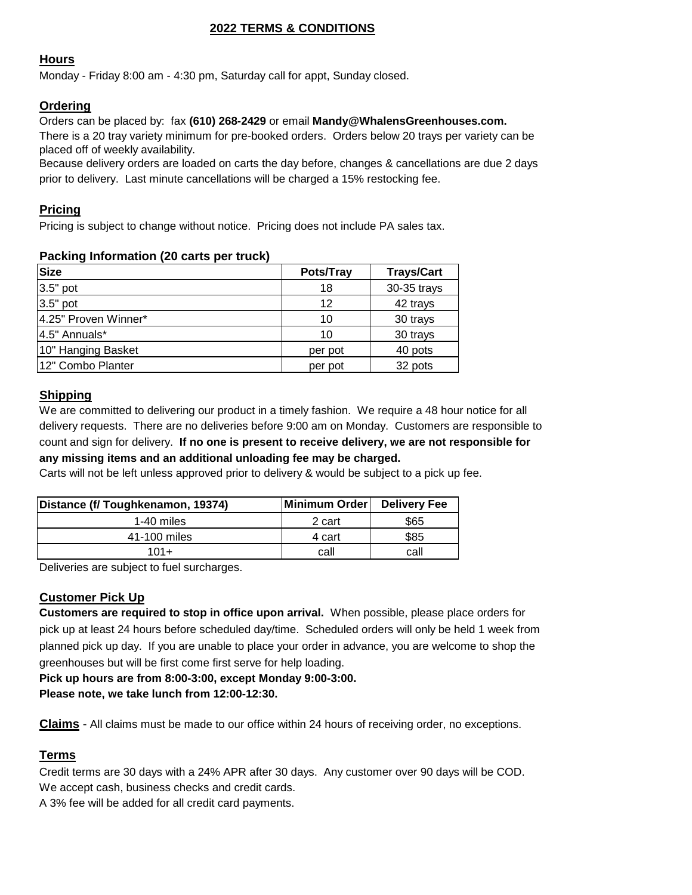# 2022 TERMS & CONDITIONS

## Hours

Monday - Friday 8:00 am - 4:30 pm, Saturday call for appt, Sunday closed.

## Ordering

Orders can be placed by: fax **(610) 268-2429** or email **Mandy@WhalensGreenhouses.com.**
There is a 20 tray variety minimum for pre-booked orders. Orders below 20 trays per variety can be placed off of weekly availability.
Because delivery orders are loaded on carts the day before, changes & cancellations are due 2 days prior to delivery. Last minute cancellations will be charged a 15% restocking fee.

## Pricing

Pricing is subject to change without notice. Pricing does not include PA sales tax.

### Packing Information (20 carts per truck)

| Size | Pots/Tray | Trays/Cart |
|---|---|---|
| 3.5" pot | 18 | 30-35 trays |
| 3.5" pot | 12 | 42 trays |
| 4.25" Proven Winner* | 10 | 30 trays |
| 4.5" Annuals* | 10 | 30 trays |
| 10" Hanging Basket | per pot | 40 pots |
| 12" Combo Planter | per pot | 32 pots |

## Shipping

We are committed to delivering our product in a timely fashion. We require a 48 hour notice for all delivery requests. There are no deliveries before 9:00 am on Monday. Customers are responsible to count and sign for delivery. **If no one is present to receive delivery, we are not responsible for any missing items and an additional unloading fee may be charged.**
Carts will not be left unless approved prior to delivery & would be subject to a pick up fee.

| Distance (f/ Toughkenamon, 19374) | Minimum Order | Delivery Fee |
|---|---|---|
| 1-40 miles | 2 cart | $65 |
| 41-100 miles | 4 cart | $85 |
| 101+ | call | call |

Deliveries are subject to fuel surcharges.

## Customer Pick Up

**Customers are required to stop in office upon arrival.** When possible, please place orders for pick up at least 24 hours before scheduled day/time. Scheduled orders will only be held 1 week from planned pick up day. If you are unable to place your order in advance, you are welcome to shop the greenhouses but will be first come first serve for help loading.
**Pick up hours are from 8:00-3:00, except Monday 9:00-3:00.**
**Please note, we take lunch from 12:00-12:30.**

**Claims** - All claims must be made to our office within 24 hours of receiving order, no exceptions.

## Terms

Credit terms are 30 days with a 24% APR after 30 days. Any customer over 90 days will be COD.
We accept cash, business checks and credit cards.
A 3% fee will be added for all credit card payments.